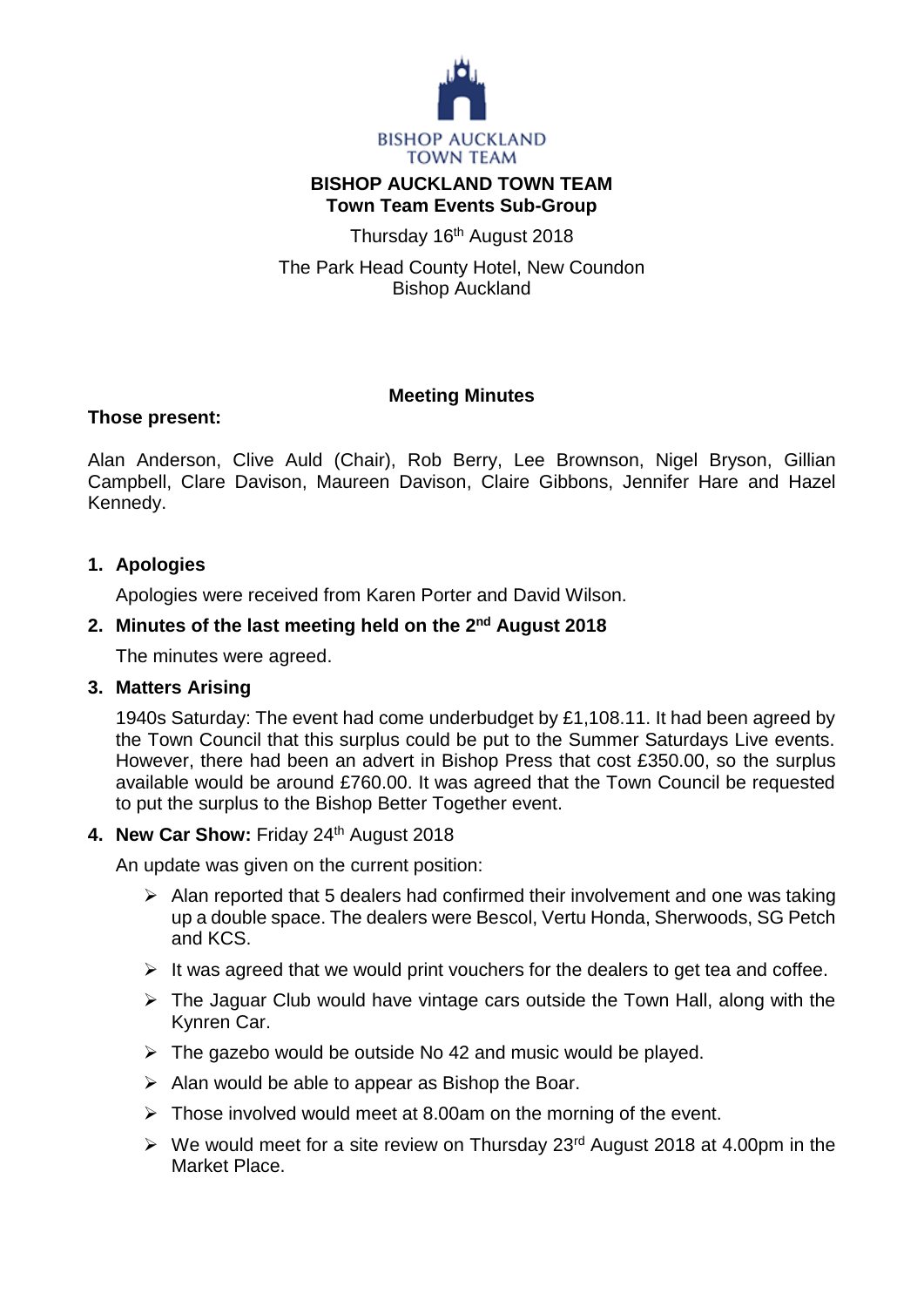BISHOP AUCKLAND TOWN TEAM

# BISHOP AUCKLAND TOWN TEAM
## Town Team Events Sub-Group

Thursday 16th August 2018

The Park Head County Hotel, New Coundon
Bishop Auckland

### Meeting Minutes

**Those present:**

Alan Anderson, Clive Auld (Chair), Rob Berry, Lee Brownson, Nigel Bryson, Gillian Campbell, Clare Davison, Maureen Davison, Claire Gibbons, Jennifer Hare and Hazel Kennedy.

1. **Apologies**

   Apologies were received from Karen Porter and David Wilson.

2. **Minutes of the last meeting held on the 2nd August 2018**

   The minutes were agreed.

3. **Matters Arising**

   1940s Saturday: The event had come underbudget by £1,108.11. It had been agreed by the Town Council that this surplus could be put to the Summer Saturdays Live events. However, there had been an advert in Bishop Press that cost £350.00, so the surplus available would be around £760.00. It was agreed that the Town Council be requested to put the surplus to the Bishop Better Together event.

4. **New Car Show:** Friday 24th August 2018

   An update was given on the current position:

   - Alan reported that 5 dealers had confirmed their involvement and one was taking up a double space. The dealers were Bescol, Vertu Honda, Sherwoods, SG Petch and KCS.
   - It was agreed that we would print vouchers for the dealers to get tea and coffee.
   - The Jaguar Club would have vintage cars outside the Town Hall, along with the Kynren Car.
   - The gazebo would be outside No 42 and music would be played.
   - Alan would be able to appear as Bishop the Boar.
   - Those involved would meet at 8.00am on the morning of the event.
   - We would meet for a site review on Thursday 23rd August 2018 at 4.00pm in the Market Place.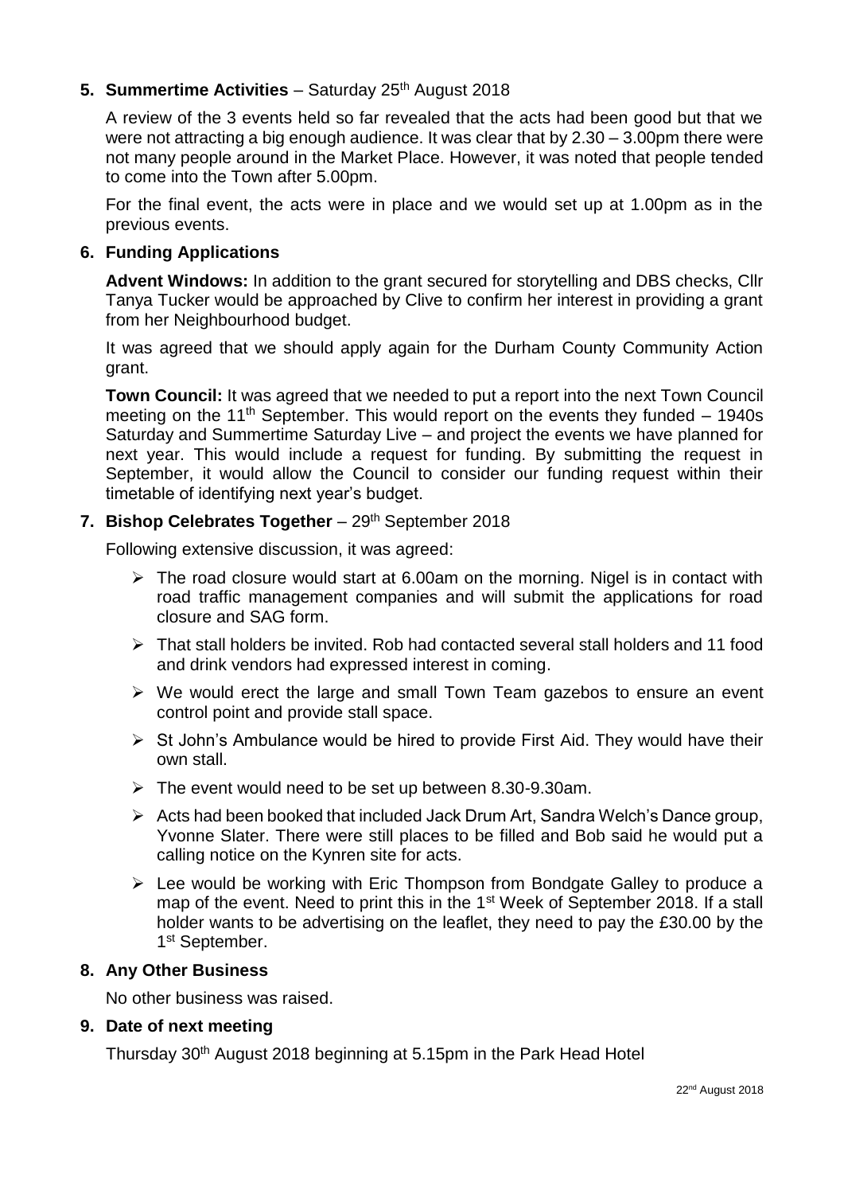## 5. Summertime Activities – Saturday 25th August 2018

A review of the 3 events held so far revealed that the acts had been good but that we were not attracting a big enough audience. It was clear that by 2.30 – 3.00pm there were not many people around in the Market Place. However, it was noted that people tended to come into the Town after 5.00pm.

For the final event, the acts were in place and we would set up at 1.00pm as in the previous events.

## 6. Funding Applications

**Advent Windows:** In addition to the grant secured for storytelling and DBS checks, Cllr Tanya Tucker would be approached by Clive to confirm her interest in providing a grant from her Neighbourhood budget.

It was agreed that we should apply again for the Durham County Community Action grant.

**Town Council:** It was agreed that we needed to put a report into the next Town Council meeting on the 11th September. This would report on the events they funded – 1940s Saturday and Summertime Saturday Live – and project the events we have planned for next year. This would include a request for funding. By submitting the request in September, it would allow the Council to consider our funding request within their timetable of identifying next year's budget.

## 7. Bishop Celebrates Together – 29th September 2018

Following extensive discussion, it was agreed:

- The road closure would start at 6.00am on the morning. Nigel is in contact with road traffic management companies and will submit the applications for road closure and SAG form.
- That stall holders be invited. Rob had contacted several stall holders and 11 food and drink vendors had expressed interest in coming.
- We would erect the large and small Town Team gazebos to ensure an event control point and provide stall space.
- St John's Ambulance would be hired to provide First Aid. They would have their own stall.
- The event would need to be set up between 8.30-9.30am.
- Acts had been booked that included Jack Drum Art, Sandra Welch's Dance group, Yvonne Slater. There were still places to be filled and Bob said he would put a calling notice on the Kynren site for acts.
- Lee would be working with Eric Thompson from Bondgate Galley to produce a map of the event. Need to print this in the 1st Week of September 2018. If a stall holder wants to be advertising on the leaflet, they need to pay the £30.00 by the 1st September.

## 8. Any Other Business

No other business was raised.

## 9. Date of next meeting

Thursday 30th August 2018 beginning at 5.15pm in the Park Head Hotel

22nd August 2018